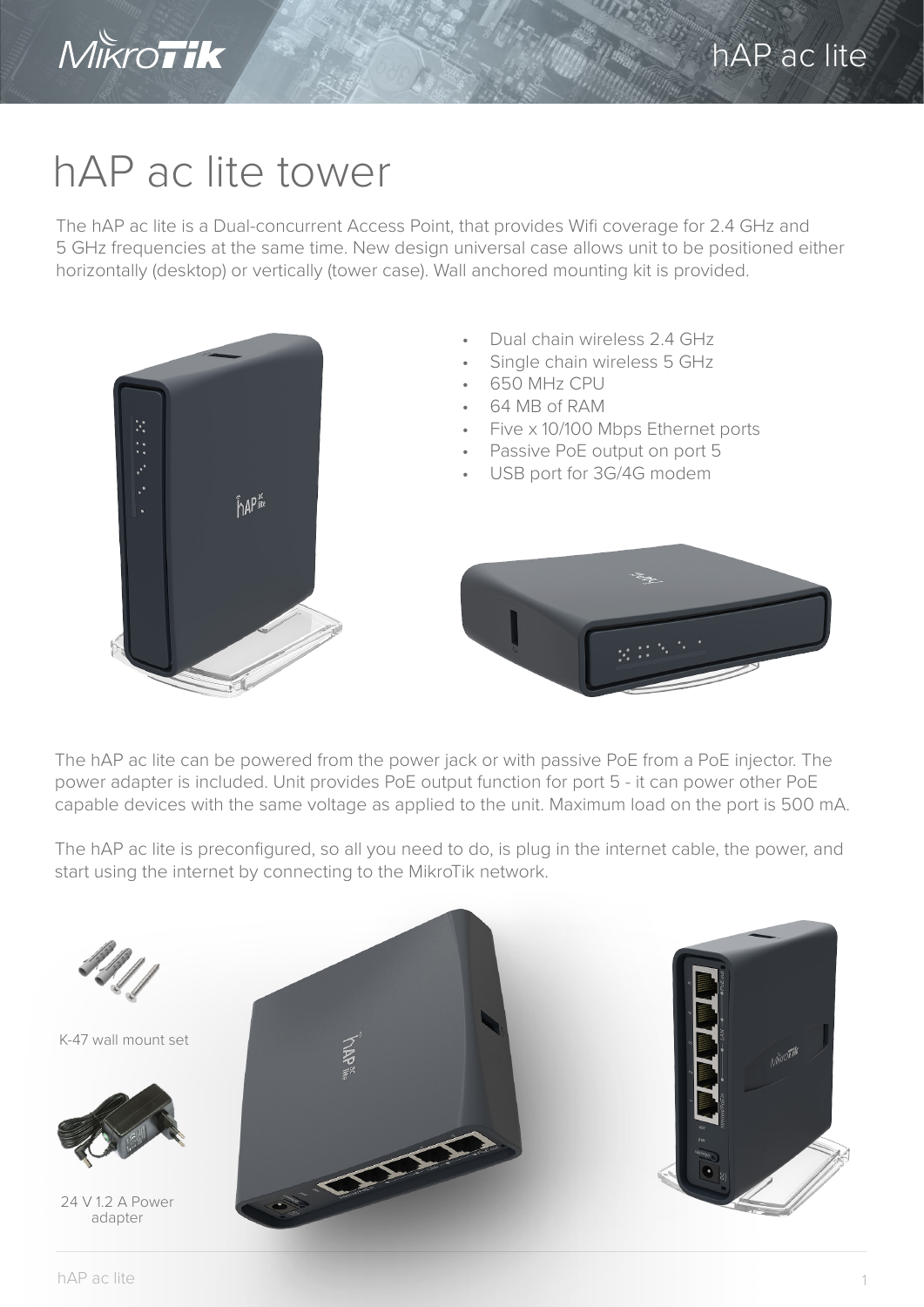# hAP ac lite tower

The hAP ac lite is a Dual-concurrent Access Point, that provides Wifi coverage for 2.4 GHz and 5 GHz frequencies at the same time. New design universal case allows unit to be positioned either horizontally (desktop) or vertically (tower case). Wall anchored mounting kit is provided.

- Dual chain wireless 2.4 GHz
- Single chain wireless 5 GHz
- 650 MHz CPU
- 64 MB of RAM
- Five x 10/100 Mbps Ethernet ports
- Passive PoE output on port 5
- USB port for 3G/4G modem

The hAP ac lite can be powered from the power jack or with passive PoE from a PoE injector. The power adapter is included. Unit provides PoE output function for port 5 - it can power other PoE capable devices with the same voltage as applied to the unit. Maximum load on the port is 500 mA.

The hAP ac lite is preconfigured, so all you need to do, is plug in the internet cable, the power, and start using the internet by connecting to the MikroTik network.

K-47 wall mount set

24 V 1.2 A Power adapter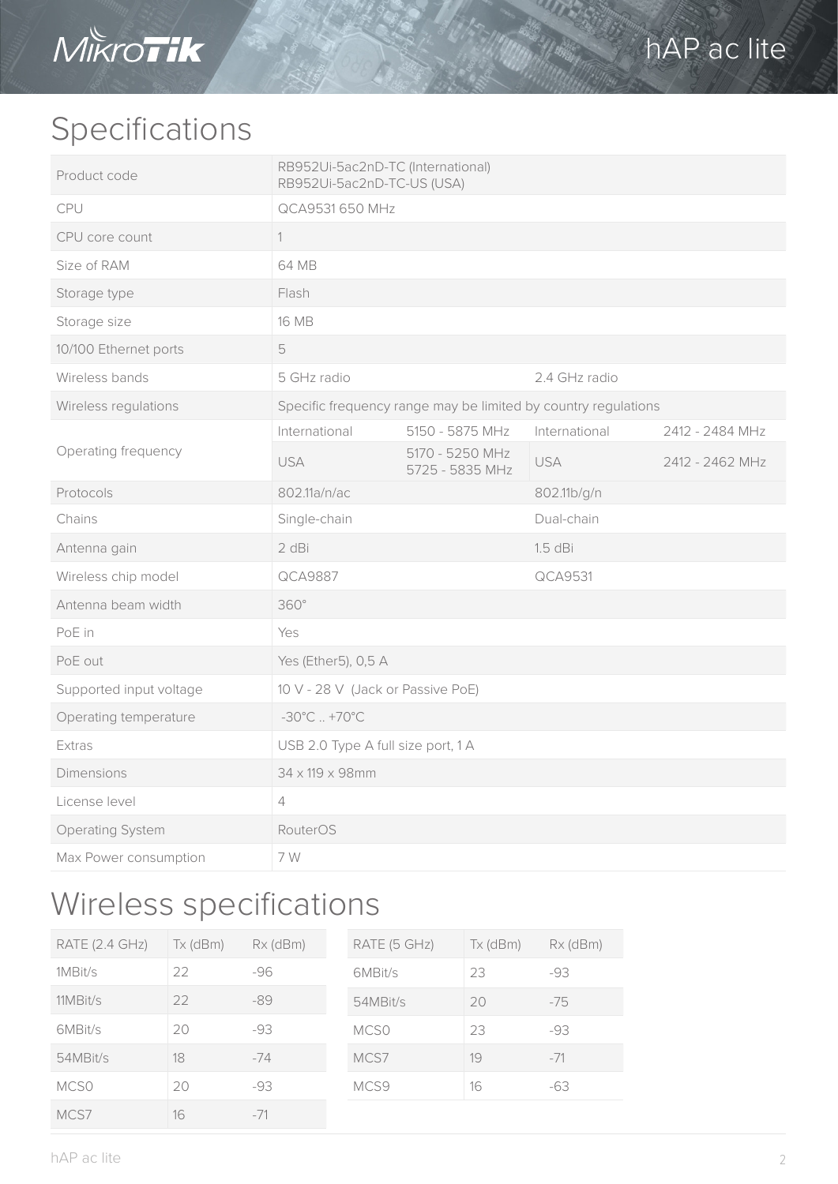# Specifications

| | | | | |
|---|---|---|---|---|
| Product code | RB952Ui-5ac2nD-TC (International)<br>RB952Ui-5ac2nD-TC-US (USA) | | | |
| CPU | QCA9531 650 MHz | | | |
| CPU core count | 1 | | | |
| Size of RAM | 64 MB | | | |
| Storage type | Flash | | | |
| Storage size | 16 MB | | | |
| 10/100 Ethernet ports | 5 | | | |
| Wireless bands | 5 GHz radio | | 2.4 GHz radio | |
| Wireless regulations | Specific frequency range may be limited by country regulations | | | |
| Operating frequency | International | 5150 - 5875 MHz | International | 2412 - 2484 MHz |
| | USA | 5170 - 5250 MHz<br>5725 - 5835 MHz | USA | 2412 - 2462 MHz |
| Protocols | 802.11a/n/ac | | 802.11b/g/n | |
| Chains | Single-chain | | Dual-chain | |
| Antenna gain | 2 dBi | | 1.5 dBi | |
| Wireless chip model | QCA9887 | | QCA9531 | |
| Antenna beam width | 360° | | | |
| PoE in | Yes | | | |
| PoE out | Yes (Ether5), 0,5 A | | | |
| Supported input voltage | 10 V - 28 V (Jack or Passive PoE) | | | |
| Operating temperature | -30°C .. +70°C | | | |
| Extras | USB 2.0 Type A full size port, 1 A | | | |
| Dimensions | 34 x 119 x 98mm | | | |
| License level | 4 | | | |
| Operating System | RouterOS | | | |
| Max Power consumption | 7 W | | | |

# Wireless specifications

| RATE (2.4 GHz) | Tx (dBm) | Rx (dBm) |
|---|---|---|
| 1MBit/s | 22 | -96 |
| 11MBit/s | 22 | -89 |
| 6MBit/s | 20 | -93 |
| 54MBit/s | 18 | -74 |
| MCS0 | 20 | -93 |
| MCS7 | 16 | -71 |

| RATE (5 GHz) | Tx (dBm) | Rx (dBm) |
|---|---|---|
| 6MBit/s | 23 | -93 |
| 54MBit/s | 20 | -75 |
| MCS0 | 23 | -93 |
| MCS7 | 19 | -71 |
| MCS9 | 16 | -63 |